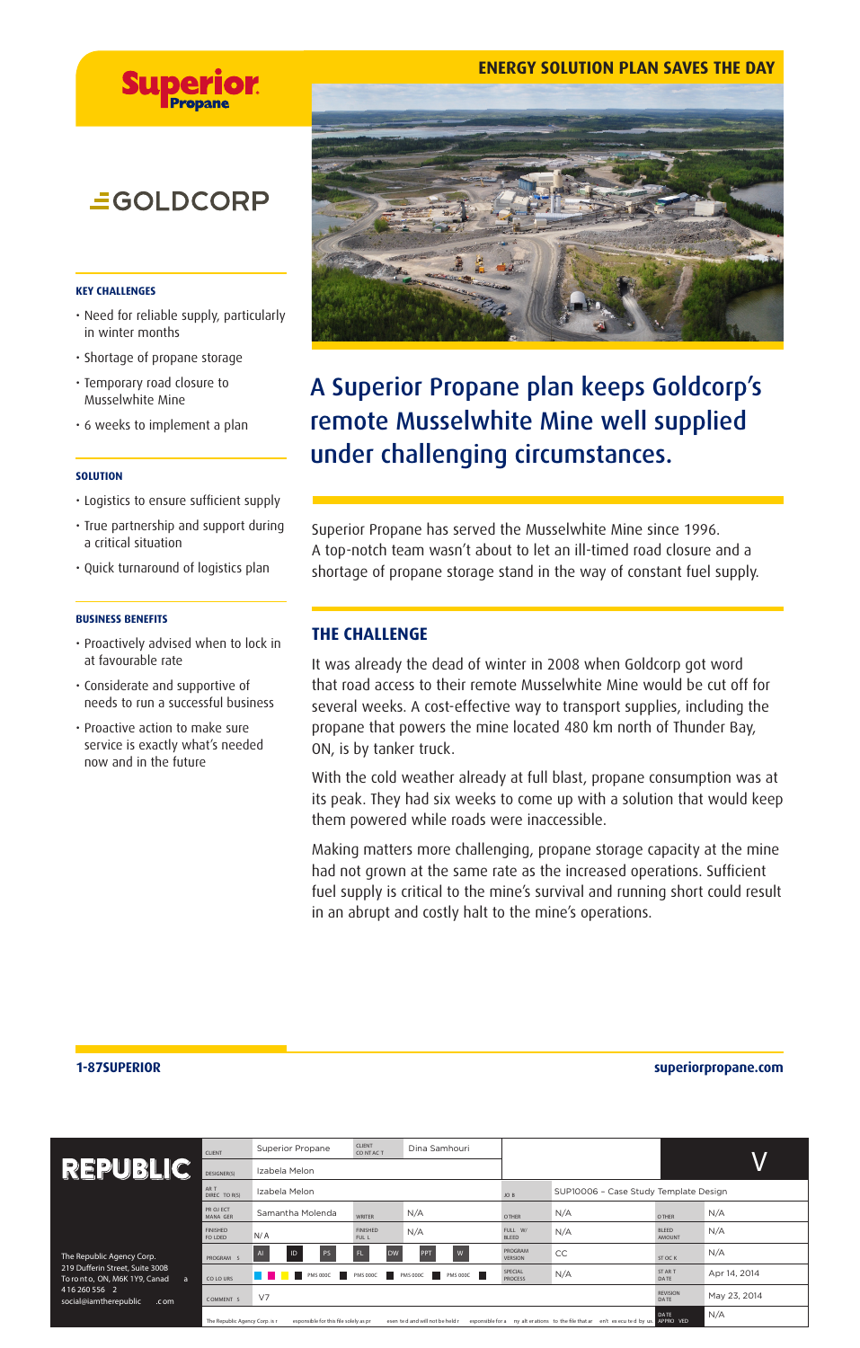Superior Propane

GOLDCORP

ENERGY SOLUTION PLAN SAVES THE DAY

# A Superior Propane plan keeps Goldcorp's remote Musselwhite Mine well supplied under challenging circumstances.

Superior Propane has served the Musselwhite Mine since 1996. A top-notch team wasn't about to let an ill-timed road closure and a shortage of propane storage stand in the way of constant fuel supply.

#### KEY CHALLENGES

- Need for reliable supply, particularly in winter months
- Shortage of propane storage
- Temporary road closure to Musselwhite Mine
- 6 weeks to implement a plan

#### SOLUTION

- Logistics to ensure sufficient supply
- True partnership and support during a critical situation
- Quick turnaround of logistics plan

#### BUSINESS BENEFITS

- Proactively advised when to lock in at favourable rate
- Considerate and supportive of needs to run a successful business
- Proactive action to make sure service is exactly what's needed now and in the future

## THE CHALLENGE

It was already the dead of winter in 2008 when Goldcorp got word that road access to their remote Musselwhite Mine would be cut off for several weeks. A cost-effective way to transport supplies, including the propane that powers the mine located 480 km north of Thunder Bay, ON, is by tanker truck.

With the cold weather already at full blast, propane consumption was at its peak. They had six weeks to come up with a solution that would keep them powered while roads were inaccessible.

Making matters more challenging, propane storage capacity at the mine had not grown at the same rate as the increased operations. Sufficient fuel supply is critical to the mine's survival and running short could result in an abrupt and costly halt to the mine's operations.

**1-87SUPERIOR** superiorpropane.com

REPUBLIC

The Republic Agency Corp.
219 Dufferin Street, Suite 300B
Toronto, ON, M6K 1Y9, Canada
416 260 556 2
social@iamtherepublic.com

| | | | | | | | |
|---|---|---|---|---|---|---|---|
| CLIENT | Superior Propane | CLIENT CONTACT | Dina Samhouri | | | | V |
| DESIGNER(S) | Izabela Melon | | | | | | |
| ART DIRECTOR(S) | Izabela Melon | | | JOB | SUP10006 – Case Study Template Design | | |
| PROJECT MANAGER | Samantha Molenda | WRITER | N/A | OTHER | N/A | OTHER | N/A |
| FINISHED FOLDED | N/A | FINISHED FULL | N/A | FULL W/ BLEED | N/A | BLEED AMOUNT | N/A |
| PROGRAMS | AI ID PS FL DW PPT W | | | PROGRAM VERSION | CC | STOCK | N/A |
| COLOURS | PMS 000C PMS 000C PMS 000C PMS 000C | | | SPECIAL PROCESS | N/A | START DATE | Apr 14, 2014 |
| COMMENTS | V7 | | | | | REVISION DATE | May 23, 2014 |
| The Republic Agency Corp. is responsible for this file solely as presented and will not be held responsible for any alterations to the file that aren't executed by us. | | | | | | DATE APPROVED | N/A |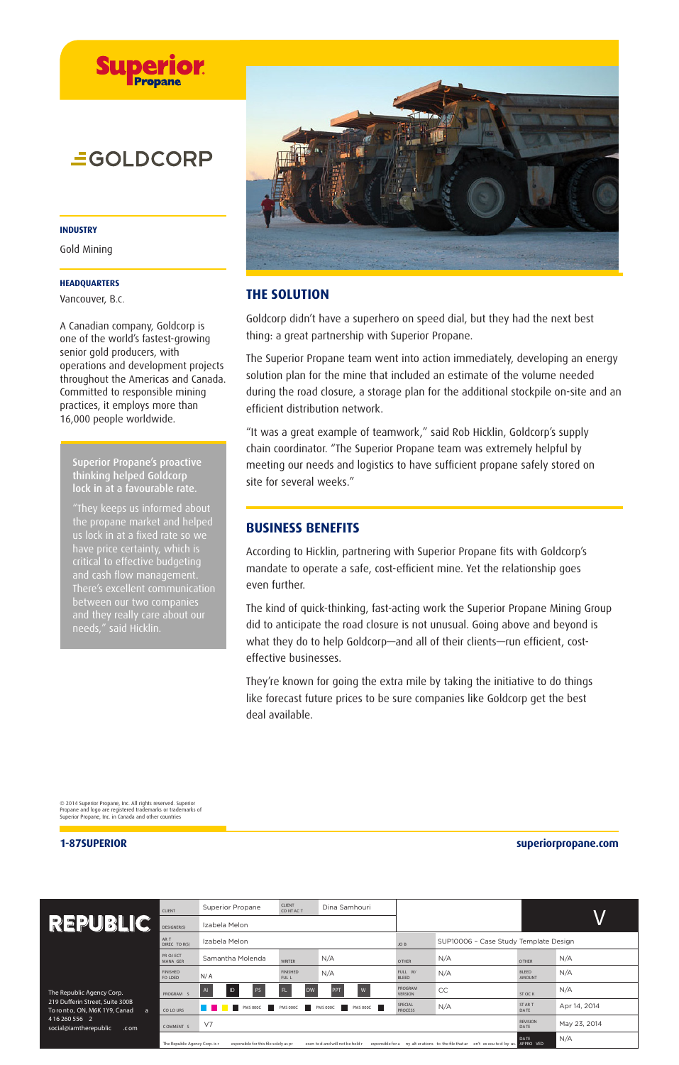Superior Propane

GOLDCORP

**INDUSTRY**

Gold Mining

**HEADQUARTERS**

Vancouver, B.C.

A Canadian company, Goldcorp is one of the world's fastest-growing senior gold producers, with operations and development projects throughout the Americas and Canada. Committed to responsible mining practices, it employs more than 16,000 people worldwide.

**Superior Propane's proactive thinking helped Goldcorp lock in at a favourable rate.**

"They keeps us informed about the propane market and helped us lock in at a fixed rate so we have price certainty, which is critical to effective budgeting and cash flow management. There's excellent communication between our two companies and they really care about our needs," said Hicklin.

## THE SOLUTION

Goldcorp didn't have a superhero on speed dial, but they had the next best thing: a great partnership with Superior Propane.

The Superior Propane team went into action immediately, developing an energy solution plan for the mine that included an estimate of the volume needed during the road closure, a storage plan for the additional stockpile on-site and an efficient distribution network.

"It was a great example of teamwork," said Rob Hicklin, Goldcorp's supply chain coordinator. "The Superior Propane team was extremely helpful by meeting our needs and logistics to have sufficient propane safely stored on site for several weeks."

## BUSINESS BENEFITS

According to Hicklin, partnering with Superior Propane fits with Goldcorp's mandate to operate a safe, cost-efficient mine. Yet the relationship goes even further.

The kind of quick-thinking, fast-acting work the Superior Propane Mining Group did to anticipate the road closure is not unusual. Going above and beyond is what they do to help Goldcorp—and all of their clients—run efficient, cost-effective businesses.

They're known for going the extra mile by taking the initiative to do things like forecast future prices to be sure companies like Goldcorp get the best deal available.

© 2014 Superior Propane, Inc. All rights reserved. Superior Propane and logo are registered trademarks or trademarks of Superior Propane, Inc. in Canada and other countries

**1-87SUPERIOR**

**superiorpropane.com**

REPUBLIC

The Republic Agency Corp.
219 Dufferin Street, Suite 300B
Toronto, ON, M6K 1Y9, Canad a
416 260 556 2
social@iamtherepublic .com

| | | | | | | | |
|---|---|---|---|---|---|---|---|
| CLIENT | Superior Propane | CLIENT CONTACT | Dina Samhouri | | | | V |
| DESIGNER(S) | Izabela Melon | | | | | | |
| ART DIRECTOR(S) | Izabela Melon | | | JOB | SUP10006 – Case Study Template Design | | |
| PROJECT MANAGER | Samantha Molenda | WRITER | N/A | OTHER | N/A | OTHER | N/A |
| FINISHED FOLDED | N/A | FINISHED FULL | N/A | FULL W/ BLEED | N/A | BLEED AMOUNT | N/A |
| PROGRAMS | AI ID PS FL DW PPT W | | | PROGRAM VERSION | CC | STOCK | N/A |
| COLOURS | PMS 000C PMS 000C PMS 000C PMS 000C | | | SPECIAL PROCESS | N/A | START DATE | Apr 14, 2014 |
| COMMENTS | V7 | | | | | REVISION DATE | May 23, 2014 |
| The Republic Agency Corp. is responsible for this file solely as presented and will not be held responsible for any alterations to the file that aren't executed by us. | | | | | | DATE APPROVED | N/A |